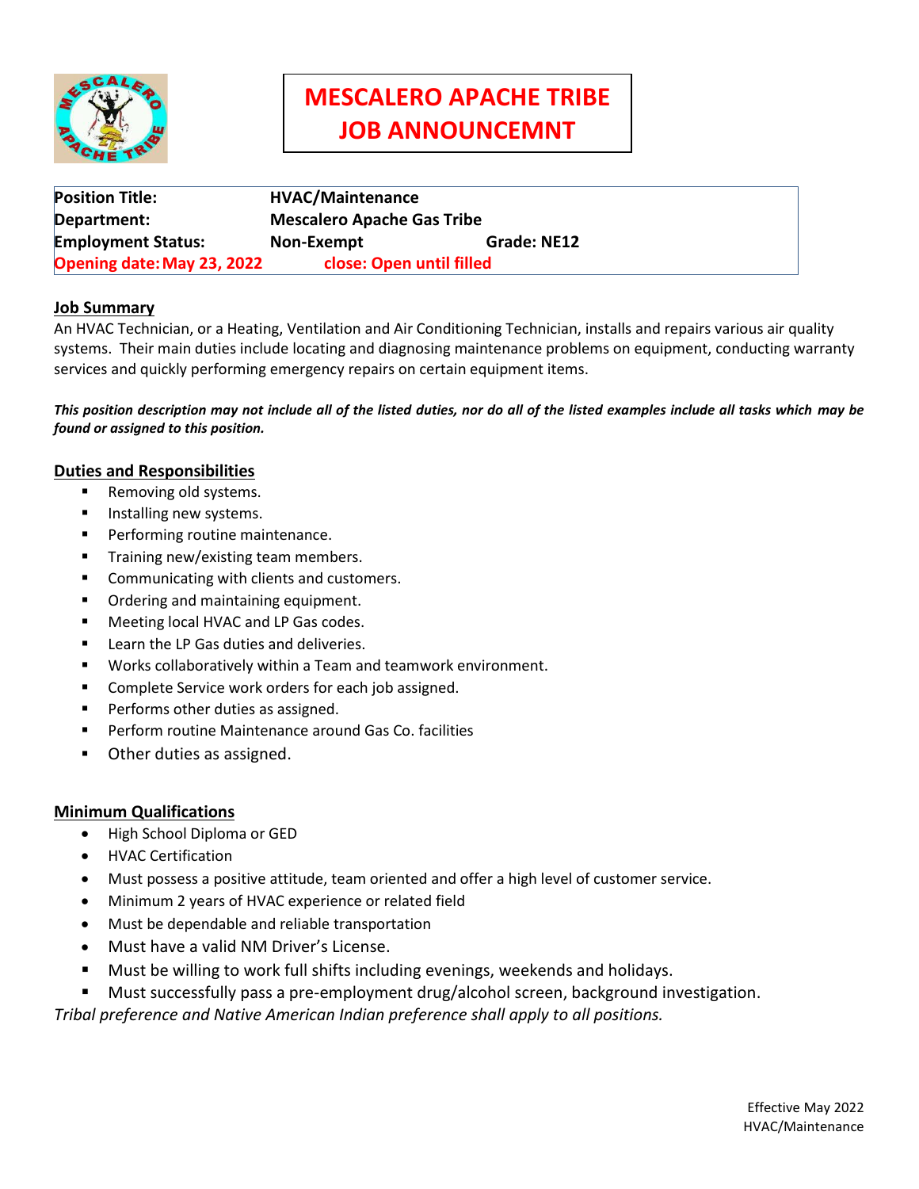# MESCALERO APACHE TRIBE JOB ANNOUNCEMNT

| | | |
|---|---|---|
| **Position Title:** | **HVAC/Maintenance** | |
| **Department:** | **Mescalero Apache Gas Tribe** | |
| **Employment Status:** | **Non-Exempt** | **Grade: NE12** |
| **Opening date: May 23, 2022** | **close: Open until filled** | |

## Job Summary

An HVAC Technician, or a Heating, Ventilation and Air Conditioning Technician, installs and repairs various air quality systems. Their main duties include locating and diagnosing maintenance problems on equipment, conducting warranty services and quickly performing emergency repairs on certain equipment items.

***This position description may not include all of the listed duties, nor do all of the listed examples include all tasks which may be found or assigned to this position.***

## Duties and Responsibilities

- Removing old systems.
- Installing new systems.
- Performing routine maintenance.
- Training new/existing team members.
- Communicating with clients and customers.
- Ordering and maintaining equipment.
- Meeting local HVAC and LP Gas codes.
- Learn the LP Gas duties and deliveries.
- Works collaboratively within a Team and teamwork environment.
- Complete Service work orders for each job assigned.
- Performs other duties as assigned.
- Perform routine Maintenance around Gas Co. facilities
- Other duties as assigned.

## Minimum Qualifications

- High School Diploma or GED
- HVAC Certification
- Must possess a positive attitude, team oriented and offer a high level of customer service.
- Minimum 2 years of HVAC experience or related field
- Must be dependable and reliable transportation
- Must have a valid NM Driver's License.
- Must be willing to work full shifts including evenings, weekends and holidays.
- Must successfully pass a pre-employment drug/alcohol screen, background investigation.

*Tribal preference and Native American Indian preference shall apply to all positions.*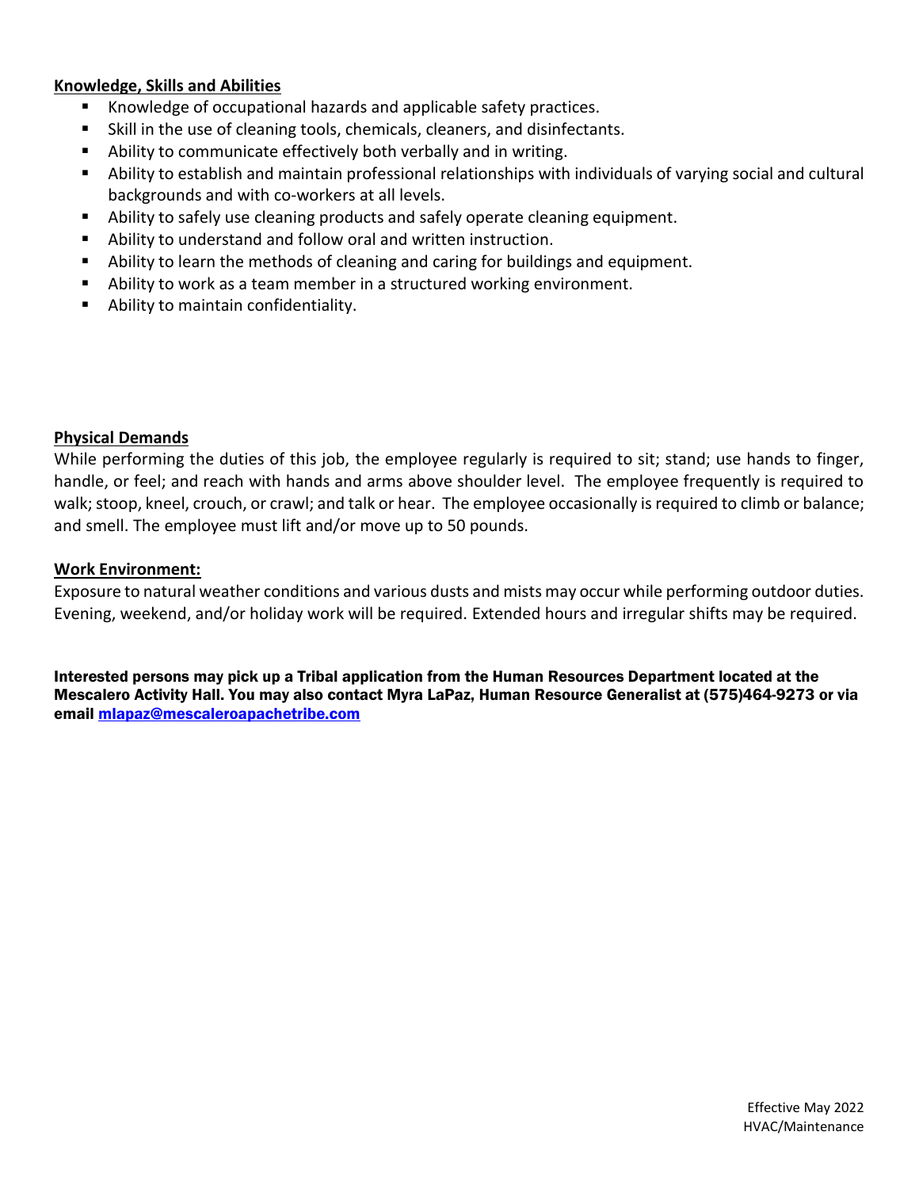**Knowledge, Skills and Abilities**

- Knowledge of occupational hazards and applicable safety practices.
- Skill in the use of cleaning tools, chemicals, cleaners, and disinfectants.
- Ability to communicate effectively both verbally and in writing.
- Ability to establish and maintain professional relationships with individuals of varying social and cultural backgrounds and with co-workers at all levels.
- Ability to safely use cleaning products and safely operate cleaning equipment.
- Ability to understand and follow oral and written instruction.
- Ability to learn the methods of cleaning and caring for buildings and equipment.
- Ability to work as a team member in a structured working environment.
- Ability to maintain confidentiality.

**Physical Demands**

While performing the duties of this job, the employee regularly is required to sit; stand; use hands to finger, handle, or feel; and reach with hands and arms above shoulder level. The employee frequently is required to walk; stoop, kneel, crouch, or crawl; and talk or hear. The employee occasionally is required to climb or balance; and smell. The employee must lift and/or move up to 50 pounds.

**Work Environment:**

Exposure to natural weather conditions and various dusts and mists may occur while performing outdoor duties. Evening, weekend, and/or holiday work will be required. Extended hours and irregular shifts may be required.

**Interested persons may pick up a Tribal application from the Human Resources Department located at the Mescalero Activity Hall. You may also contact Myra LaPaz, Human Resource Generalist at (575)464-9273 or via email [mlapaz@mescaleroapachetribe.com](mailto:mlapaz@mescaleroapachetribe.com)**

Effective May 2022
HVAC/Maintenance